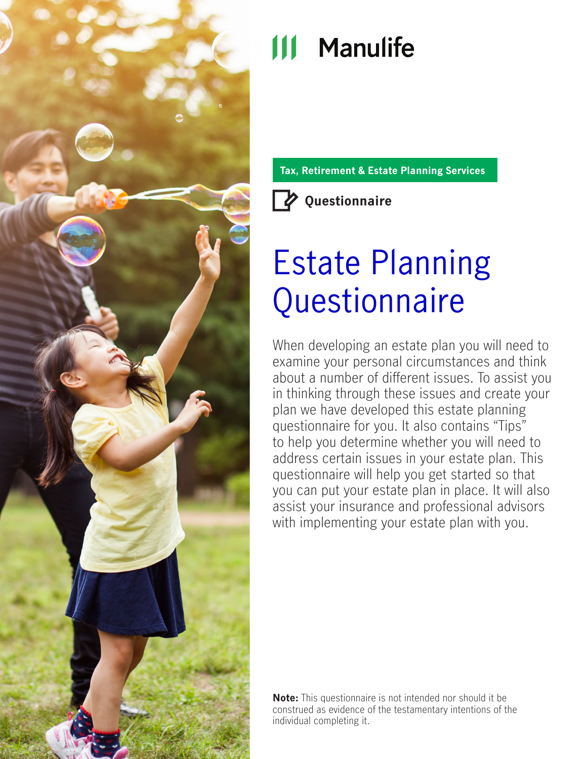Manulife

Tax, Retirement & Estate Planning Services

Questionnaire

# Estate Planning Questionnaire

When developing an estate plan you will need to examine your personal circumstances and think about a number of different issues. To assist you in thinking through these issues and create your plan we have developed this estate planning questionnaire for you. It also contains "Tips" to help you determine whether you will need to address certain issues in your estate plan. This questionnaire will help you get started so that you can put your estate plan in place. It will also assist your insurance and professional advisors with implementing your estate plan with you.

**Note:** This questionnaire is not intended nor should it be construed as evidence of the testamentary intentions of the individual completing it.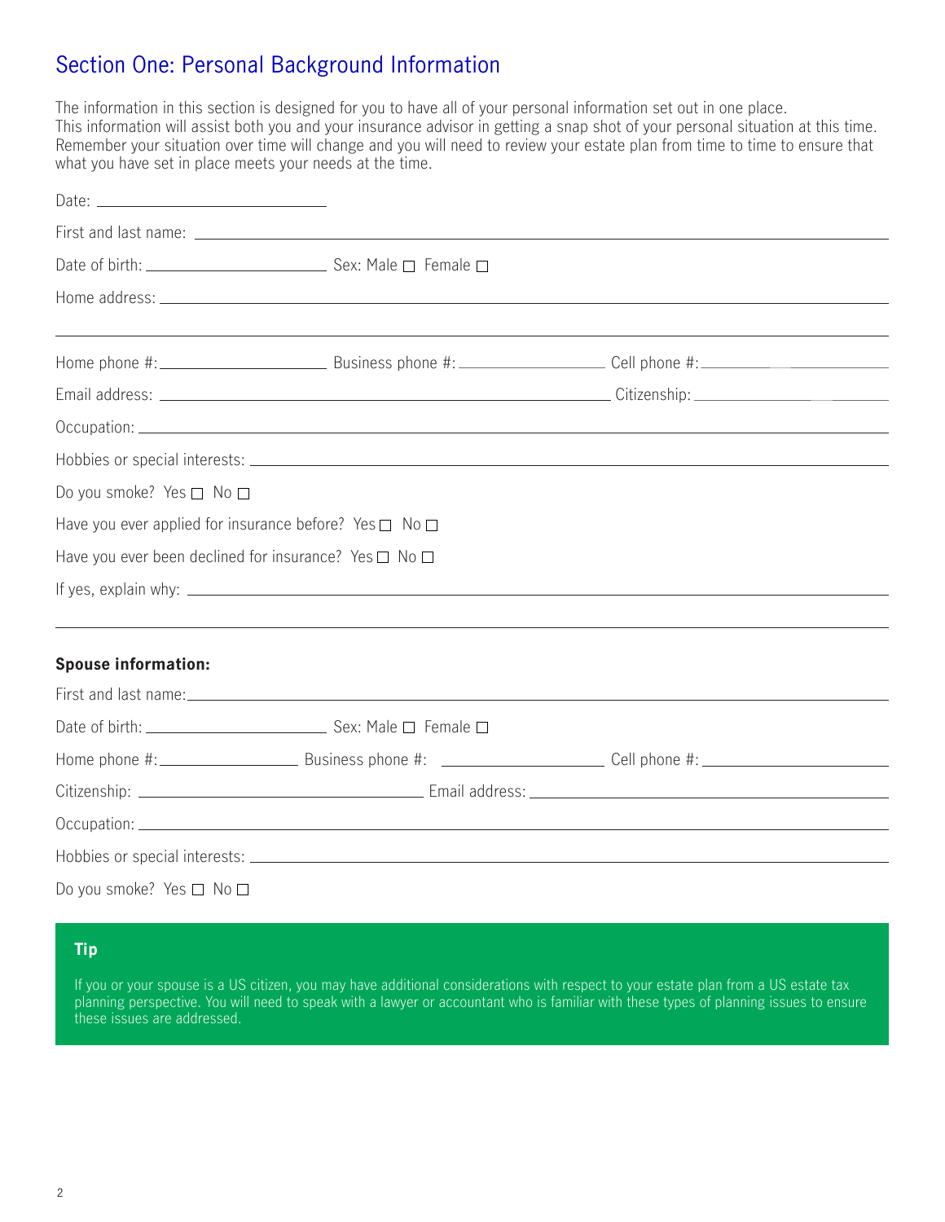## Section One: Personal Background Information

The information in this section is designed for you to have all of your personal information set out in one place. This information will assist both you and your insurance advisor in getting a snap shot of your personal situation at this time. Remember your situation over time will change and you will need to review your estate plan from time to time to ensure that what you have set in place meets your needs at the time.

Date: ______________________

First and last name: ______________________

Date of birth: ______________________ Sex: Male ☐ Female ☐

Home address: ______________________

______________________

Home phone #: ______________________ Business phone #: ______________________ Cell phone #: ______________________

Email address: ______________________ Citizenship: ______________________

Occupation: ______________________

Hobbies or special interests: ______________________

Do you smoke? Yes ☐ No ☐

Have you ever applied for insurance before? Yes ☐ No ☐

Have you ever been declined for insurance? Yes ☐ No ☐

If yes, explain why: ______________________

______________________

**Spouse information:**

First and last name: ______________________

Date of birth: ______________________ Sex: Male ☐ Female ☐

Home phone #: ______________________ Business phone #: ______________________ Cell phone #: ______________________

Citizenship: ______________________ Email address: ______________________

Occupation: ______________________

Hobbies or special interests: ______________________

Do you smoke? Yes ☐ No ☐

**Tip**

If you or your spouse is a US citizen, you may have additional considerations with respect to your estate plan from a US estate tax planning perspective. You will need to speak with a lawyer or accountant who is familiar with these types of planning issues to ensure these issues are addressed.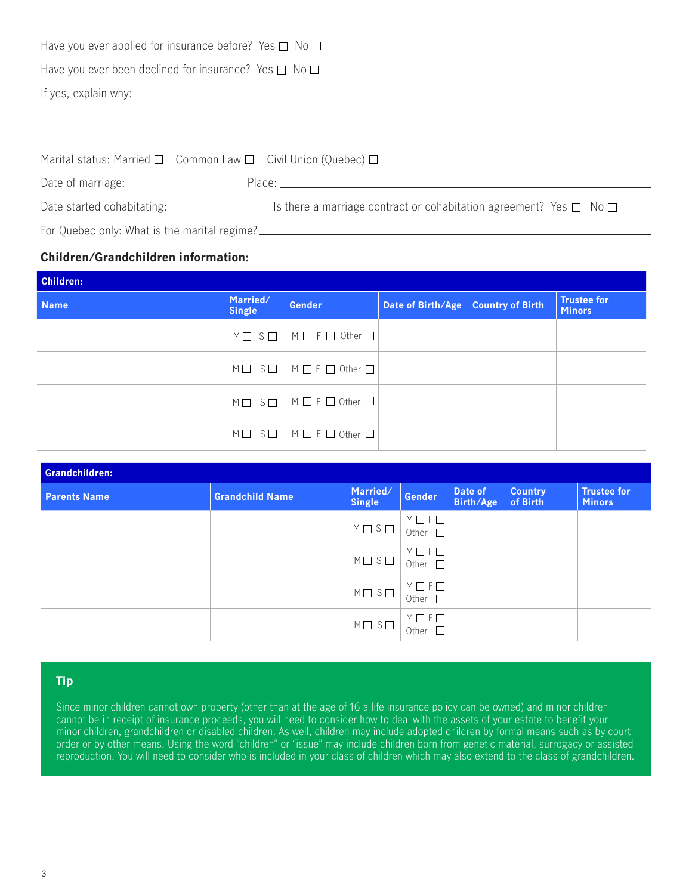Have you ever applied for insurance before? Yes ☐ No ☐

Have you ever been declined for insurance? Yes ☐ No ☐

If yes, explain why:

\_\_\_\_\_\_\_\_\_\_\_\_\_\_\_\_\_\_\_\_\_\_\_\_\_\_\_\_\_\_\_\_\_\_\_\_\_\_\_\_\_\_\_\_\_\_\_\_\_\_\_\_\_\_\_\_\_\_\_\_\_\_\_\_\_\_\_\_\_\_\_\_\_\_\_\_\_\_

\_\_\_\_\_\_\_\_\_\_\_\_\_\_\_\_\_\_\_\_\_\_\_\_\_\_\_\_\_\_\_\_\_\_\_\_\_\_\_\_\_\_\_\_\_\_\_\_\_\_\_\_\_\_\_\_\_\_\_\_\_\_\_\_\_\_\_\_\_\_\_\_\_\_\_\_\_\_

Marital status: Married ☐ Common Law ☐ Civil Union (Quebec) ☐

Date of marriage: \_\_\_\_\_\_\_\_\_\_\_\_\_\_\_\_\_\_ Place: \_\_\_\_\_\_\_\_\_\_\_\_\_\_\_\_\_\_\_\_\_\_\_\_\_\_\_\_\_\_\_\_\_\_\_\_\_\_\_\_\_\_\_\_\_\_\_\_\_\_

Date started cohabitating: \_\_\_\_\_\_\_\_\_\_\_\_\_\_\_\_ Is there a marriage contract or cohabitation agreement? Yes ☐ No ☐

For Quebec only: What is the marital regime? \_\_\_\_\_\_\_\_\_\_\_\_\_\_\_\_\_\_\_\_\_\_\_\_\_\_\_\_\_\_\_\_\_\_\_\_\_\_\_\_\_\_\_\_\_\_\_\_\_\_

### Children/Grandchildren information:

**Children:**

| Name | Married/ Single | Gender | Date of Birth/Age | Country of Birth | Trustee for Minors |
|---|---|---|---|---|---|
| | M ☐ S ☐ | M ☐ F ☐ Other ☐ | | | |
| | M ☐ S ☐ | M ☐ F ☐ Other ☐ | | | |
| | M ☐ S ☐ | M ☐ F ☐ Other ☐ | | | |
| | M ☐ S ☐ | M ☐ F ☐ Other ☐ | | | |

**Grandchildren:**

| Parents Name | Grandchild Name | Married/ Single | Gender | Date of Birth/Age | Country of Birth | Trustee for Minors |
|---|---|---|---|---|---|---|
| | | M ☐ S ☐ | M ☐ F ☐ Other ☐ | | | |
| | | M ☐ S ☐ | M ☐ F ☐ Other ☐ | | | |
| | | M ☐ S ☐ | M ☐ F ☐ Other ☐ | | | |
| | | M ☐ S ☐ | M ☐ F ☐ Other ☐ | | | |

**Tip**

Since minor children cannot own property (other than at the age of 16 a life insurance policy can be owned) and minor children cannot be in receipt of insurance proceeds, you will need to consider how to deal with the assets of your estate to benefit your minor children, grandchildren or disabled children. As well, children may include adopted children by formal means such as by court order or by other means. Using the word "children" or "issue" may include children born from genetic material, surrogacy or assisted reproduction. You will need to consider who is included in your class of children which may also extend to the class of grandchildren.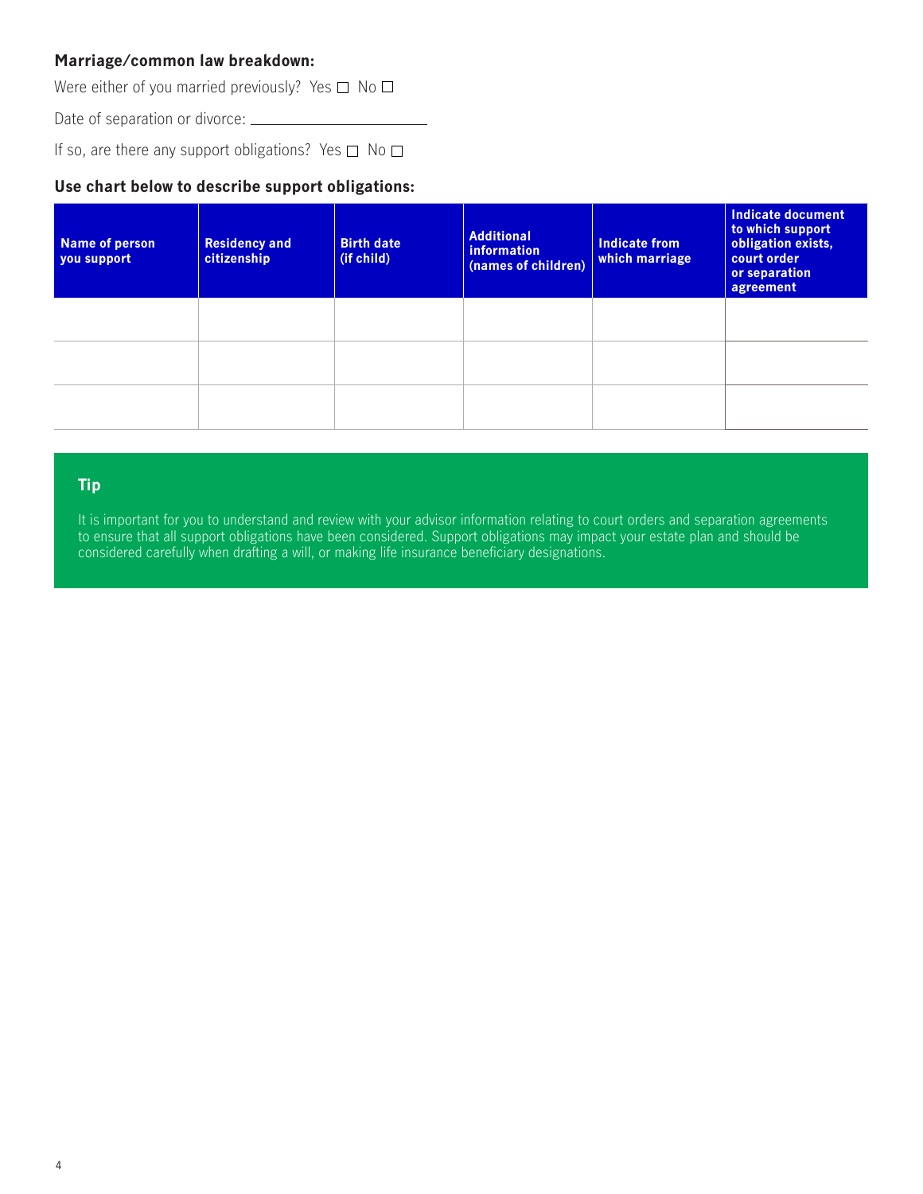**Marriage/common law breakdown:**

Were either of you married previously? Yes ☐ No ☐

Date of separation or divorce: \_\_\_\_\_\_\_\_\_\_\_\_\_\_\_\_\_\_\_\_\_\_

If so, are there any support obligations? Yes ☐ No ☐

**Use chart below to describe support obligations:**

| Name of person you support | Residency and citizenship | Birth date (if child) | Additional information (names of children) | Indicate from which marriage | Indicate document to which support obligation exists, court order or separation agreement |
|---|---|---|---|---|---|
| | | | | | |
| | | | | | |
| | | | | | |

**Tip**

It is important for you to understand and review with your advisor information relating to court orders and separation agreements to ensure that all support obligations have been considered. Support obligations may impact your estate plan and should be considered carefully when drafting a will, or making life insurance beneficiary designations.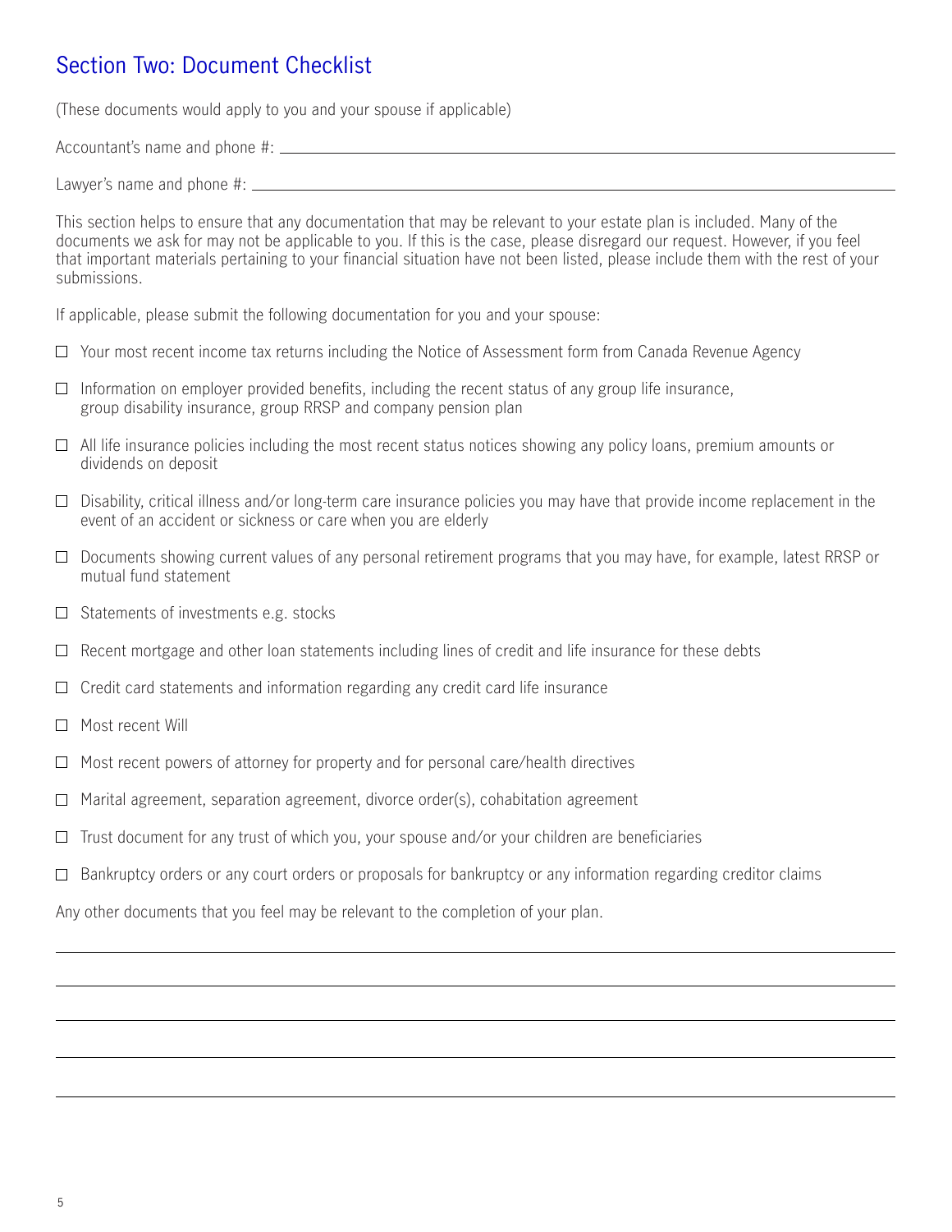## Section Two: Document Checklist

(These documents would apply to you and your spouse if applicable)

Accountant's name and phone #: ____________________

Lawyer's name and phone #: ____________________

This section helps to ensure that any documentation that may be relevant to your estate plan is included. Many of the documents we ask for may not be applicable to you. If this is the case, please disregard our request. However, if you feel that important materials pertaining to your financial situation have not been listed, please include them with the rest of your submissions.

If applicable, please submit the following documentation for you and your spouse:

- ☐ Your most recent income tax returns including the Notice of Assessment form from Canada Revenue Agency
- ☐ Information on employer provided benefits, including the recent status of any group life insurance, group disability insurance, group RRSP and company pension plan
- ☐ All life insurance policies including the most recent status notices showing any policy loans, premium amounts or dividends on deposit
- ☐ Disability, critical illness and/or long-term care insurance policies you may have that provide income replacement in the event of an accident or sickness or care when you are elderly
- ☐ Documents showing current values of any personal retirement programs that you may have, for example, latest RRSP or mutual fund statement
- ☐ Statements of investments e.g. stocks
- ☐ Recent mortgage and other loan statements including lines of credit and life insurance for these debts
- ☐ Credit card statements and information regarding any credit card life insurance
- ☐ Most recent Will
- ☐ Most recent powers of attorney for property and for personal care/health directives
- ☐ Marital agreement, separation agreement, divorce order(s), cohabitation agreement
- ☐ Trust document for any trust of which you, your spouse and/or your children are beneficiaries
- ☐ Bankruptcy orders or any court orders or proposals for bankruptcy or any information regarding creditor claims

Any other documents that you feel may be relevant to the completion of your plan.

____________________

____________________

____________________

____________________

____________________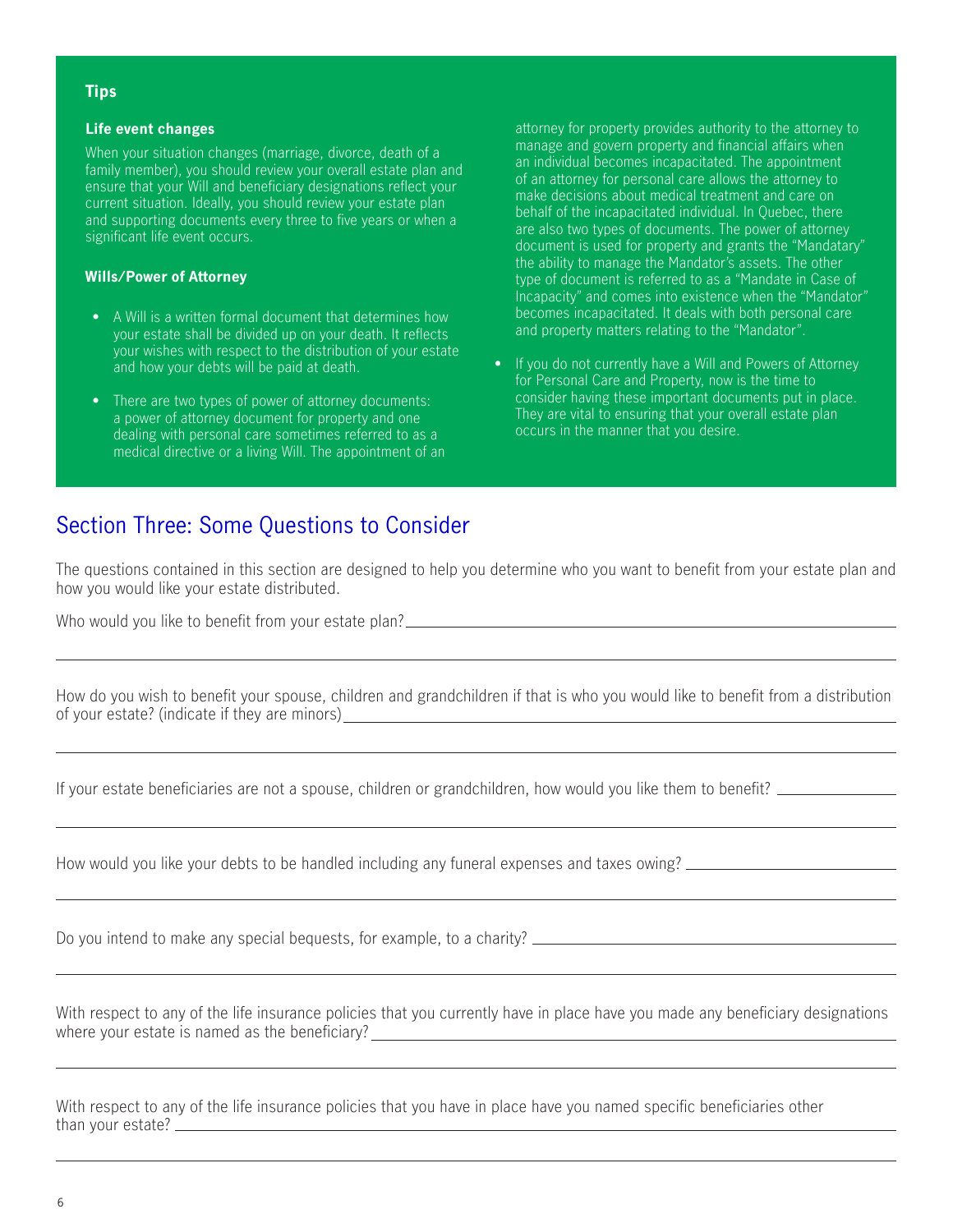**Tips**

**Life event changes**

When your situation changes (marriage, divorce, death of a family member), you should review your overall estate plan and ensure that your Will and beneficiary designations reflect your current situation. Ideally, you should review your estate plan and supporting documents every three to five years or when a significant life event occurs.

**Wills/Power of Attorney**

- A Will is a written formal document that determines how your estate shall be divided up on your death. It reflects your wishes with respect to the distribution of your estate and how your debts will be paid at death.
- There are two types of power of attorney documents: a power of attorney document for property and one dealing with personal care sometimes referred to as a medical directive or a living Will. The appointment of an attorney for property provides authority to the attorney to manage and govern property and financial affairs when an individual becomes incapacitated. The appointment of an attorney for personal care allows the attorney to make decisions about medical treatment and care on behalf of the incapacitated individual. In Quebec, there are also two types of documents. The power of attorney document is used for property and grants the "Mandatary" the ability to manage the Mandator's assets. The other type of document is referred to as a "Mandate in Case of Incapacity" and comes into existence when the "Mandator" becomes incapacitated. It deals with both personal care and property matters relating to the "Mandator".
- If you do not currently have a Will and Powers of Attorney for Personal Care and Property, now is the time to consider having these important documents put in place. They are vital to ensuring that your overall estate plan occurs in the manner that you desire.

## Section Three: Some Questions to Consider

The questions contained in this section are designed to help you determine who you want to benefit from your estate plan and how you would like your estate distributed.

Who would you like to benefit from your estate plan? \_\_\_\_\_\_\_\_\_\_\_\_\_\_\_\_\_\_\_\_

How do you wish to benefit your spouse, children and grandchildren if that is who you would like to benefit from a distribution of your estate? (indicate if they are minors) \_\_\_\_\_\_\_\_\_\_\_\_\_\_\_\_\_\_\_\_

If your estate beneficiaries are not a spouse, children or grandchildren, how would you like them to benefit? \_\_\_\_\_\_\_\_\_\_\_\_\_\_\_\_\_\_\_\_

How would you like your debts to be handled including any funeral expenses and taxes owing? \_\_\_\_\_\_\_\_\_\_\_\_\_\_\_\_\_\_\_\_

Do you intend to make any special bequests, for example, to a charity? \_\_\_\_\_\_\_\_\_\_\_\_\_\_\_\_\_\_\_\_

With respect to any of the life insurance policies that you currently have in place have you made any beneficiary designations where your estate is named as the beneficiary? \_\_\_\_\_\_\_\_\_\_\_\_\_\_\_\_\_\_\_\_

With respect to any of the life insurance policies that you have in place have you named specific beneficiaries other than your estate? \_\_\_\_\_\_\_\_\_\_\_\_\_\_\_\_\_\_\_\_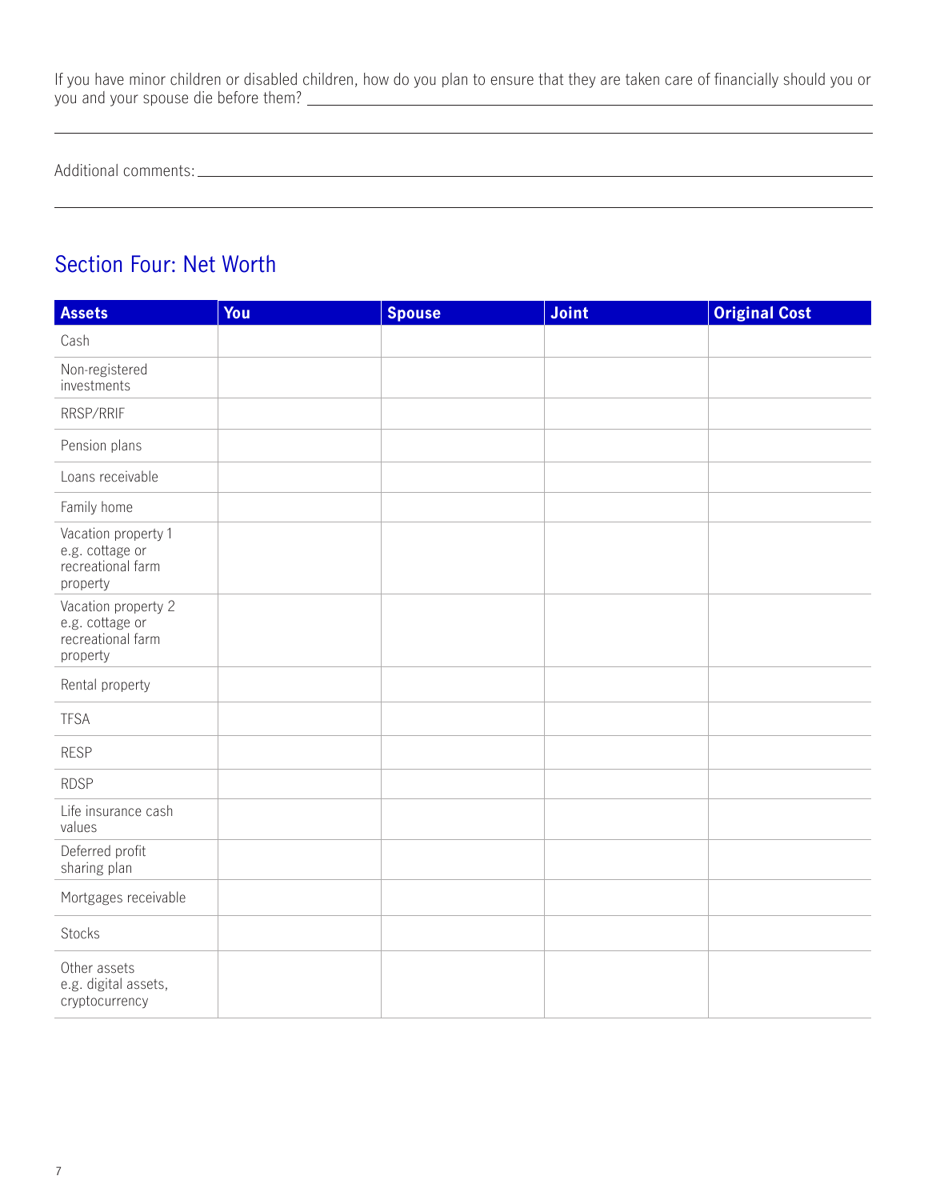If you have minor children or disabled children, how do you plan to ensure that they are taken care of financially should you or you and your spouse die before them? \_\_\_\_\_\_\_\_\_\_\_\_\_\_\_\_\_\_\_\_\_\_\_\_\_\_\_\_\_\_\_\_\_\_\_\_\_\_\_\_

\_\_\_\_\_\_\_\_\_\_\_\_\_\_\_\_\_\_\_\_\_\_\_\_\_\_\_\_\_\_\_\_\_\_\_\_\_\_\_\_\_\_\_\_\_\_\_\_\_\_\_\_\_\_\_\_\_\_\_\_\_\_\_\_

Additional comments: \_\_\_\_\_\_\_\_\_\_\_\_\_\_\_\_\_\_\_\_\_\_\_\_\_\_\_\_\_\_\_\_\_\_\_\_\_\_\_\_\_\_\_\_\_\_\_\_

\_\_\_\_\_\_\_\_\_\_\_\_\_\_\_\_\_\_\_\_\_\_\_\_\_\_\_\_\_\_\_\_\_\_\_\_\_\_\_\_\_\_\_\_\_\_\_\_\_\_\_\_\_\_\_\_\_\_\_\_\_\_\_\_

## Section Four: Net Worth

| Assets | You | Spouse | Joint | Original Cost |
|---|---|---|---|---|
| Cash | | | | |
| Non-registered investments | | | | |
| RRSP/RRIF | | | | |
| Pension plans | | | | |
| Loans receivable | | | | |
| Family home | | | | |
| Vacation property 1 e.g. cottage or recreational farm property | | | | |
| Vacation property 2 e.g. cottage or recreational farm property | | | | |
| Rental property | | | | |
| TFSA | | | | |
| RESP | | | | |
| RDSP | | | | |
| Life insurance cash values | | | | |
| Deferred profit sharing plan | | | | |
| Mortgages receivable | | | | |
| Stocks | | | | |
| Other assets e.g. digital assets, cryptocurrency | | | | |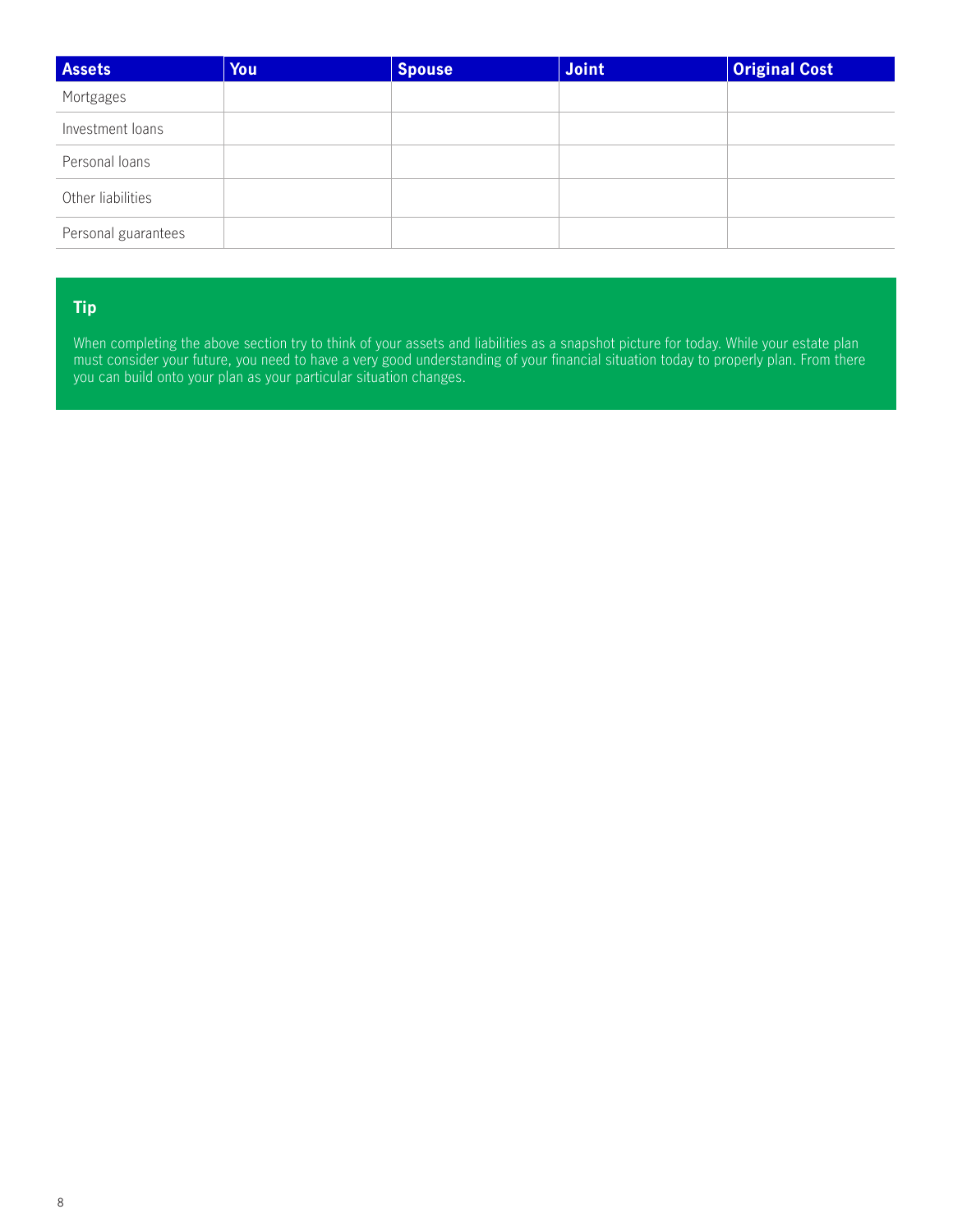| Assets | You | Spouse | Joint | Original Cost |
|---|---|---|---|---|
| Mortgages | | | | |
| Investment loans | | | | |
| Personal loans | | | | |
| Other liabilities | | | | |
| Personal guarantees | | | | |

**Tip**

When completing the above section try to think of your assets and liabilities as a snapshot picture for today. While your estate plan must consider your future, you need to have a very good understanding of your financial situation today to properly plan. From there you can build onto your plan as your particular situation changes.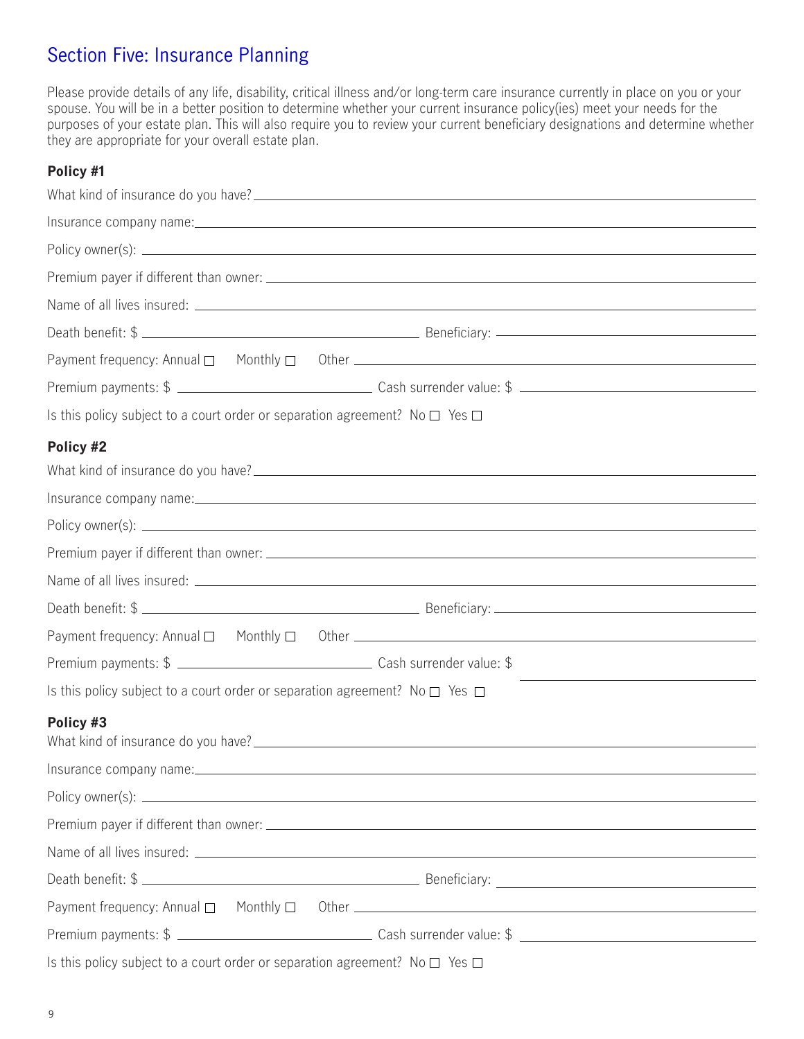## Section Five: Insurance Planning

Please provide details of any life, disability, critical illness and/or long-term care insurance currently in place on you or your spouse. You will be in a better position to determine whether your current insurance policy(ies) meet your needs for the purposes of your estate plan. This will also require you to review your current beneficiary designations and determine whether they are appropriate for your overall estate plan.

**Policy #1**

What kind of insurance do you have? \_\_\_\_\_\_\_\_\_\_\_\_\_\_\_\_\_\_\_\_

Insurance company name: \_\_\_\_\_\_\_\_\_\_\_\_\_\_\_\_\_\_\_\_

Policy owner(s): \_\_\_\_\_\_\_\_\_\_\_\_\_\_\_\_\_\_\_\_

Premium payer if different than owner: \_\_\_\_\_\_\_\_\_\_\_\_\_\_\_\_\_\_\_\_

Name of all lives insured: \_\_\_\_\_\_\_\_\_\_\_\_\_\_\_\_\_\_\_\_

Death benefit: $ \_\_\_\_\_\_\_\_\_\_\_\_\_\_\_\_\_\_\_\_ Beneficiary: \_\_\_\_\_\_\_\_\_\_\_\_\_\_\_\_\_\_\_\_

Payment frequency: Annual ☐ Monthly ☐ Other \_\_\_\_\_\_\_\_\_\_\_\_\_\_\_\_\_\_\_\_

Premium payments: $ \_\_\_\_\_\_\_\_\_\_\_\_\_\_\_\_\_\_\_\_ Cash surrender value: $ \_\_\_\_\_\_\_\_\_\_\_\_\_\_\_\_\_\_\_\_

Is this policy subject to a court order or separation agreement? No ☐ Yes ☐

**Policy #2**

What kind of insurance do you have? \_\_\_\_\_\_\_\_\_\_\_\_\_\_\_\_\_\_\_\_

Insurance company name: \_\_\_\_\_\_\_\_\_\_\_\_\_\_\_\_\_\_\_\_

Policy owner(s): \_\_\_\_\_\_\_\_\_\_\_\_\_\_\_\_\_\_\_\_

Premium payer if different than owner: \_\_\_\_\_\_\_\_\_\_\_\_\_\_\_\_\_\_\_\_

Name of all lives insured: \_\_\_\_\_\_\_\_\_\_\_\_\_\_\_\_\_\_\_\_

Death benefit: $ \_\_\_\_\_\_\_\_\_\_\_\_\_\_\_\_\_\_\_\_ Beneficiary: \_\_\_\_\_\_\_\_\_\_\_\_\_\_\_\_\_\_\_\_

Payment frequency: Annual ☐ Monthly ☐ Other \_\_\_\_\_\_\_\_\_\_\_\_\_\_\_\_\_\_\_\_

Premium payments: $ \_\_\_\_\_\_\_\_\_\_\_\_\_\_\_\_\_\_\_\_ Cash surrender value: $ \_\_\_\_\_\_\_\_\_\_\_\_\_\_\_\_\_\_\_\_

Is this policy subject to a court order or separation agreement? No ☐ Yes ☐

**Policy #3**

What kind of insurance do you have? \_\_\_\_\_\_\_\_\_\_\_\_\_\_\_\_\_\_\_\_

Insurance company name: \_\_\_\_\_\_\_\_\_\_\_\_\_\_\_\_\_\_\_\_

Policy owner(s): \_\_\_\_\_\_\_\_\_\_\_\_\_\_\_\_\_\_\_\_

Premium payer if different than owner: \_\_\_\_\_\_\_\_\_\_\_\_\_\_\_\_\_\_\_\_

Name of all lives insured: \_\_\_\_\_\_\_\_\_\_\_\_\_\_\_\_\_\_\_\_

Death benefit: $ \_\_\_\_\_\_\_\_\_\_\_\_\_\_\_\_\_\_\_\_ Beneficiary: \_\_\_\_\_\_\_\_\_\_\_\_\_\_\_\_\_\_\_\_

Payment frequency: Annual ☐ Monthly ☐ Other \_\_\_\_\_\_\_\_\_\_\_\_\_\_\_\_\_\_\_\_

Premium payments: $ \_\_\_\_\_\_\_\_\_\_\_\_\_\_\_\_\_\_\_\_ Cash surrender value: $ \_\_\_\_\_\_\_\_\_\_\_\_\_\_\_\_\_\_\_\_

Is this policy subject to a court order or separation agreement? No ☐ Yes ☐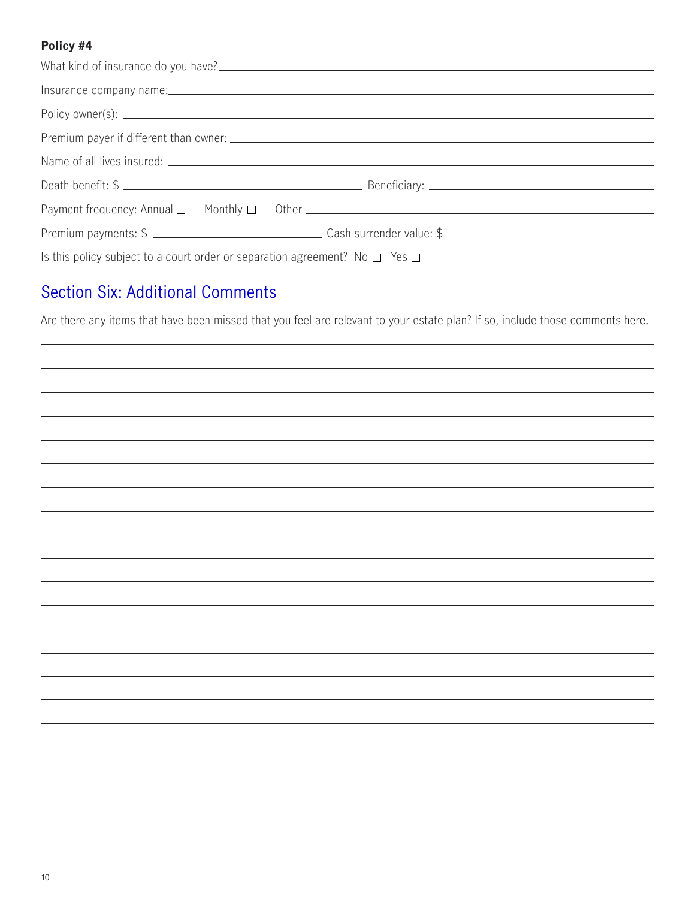**Policy #4**

What kind of insurance do you have? ______________________________

Insurance company name: ______________________________

Policy owner(s): ______________________________

Premium payer if different than owner: ______________________________

Name of all lives insured: ______________________________

Death benefit: $ ______________________ Beneficiary: ______________________

Payment frequency: Annual ☐ Monthly ☐ Other ______________________

Premium payments: $ ______________________ Cash surrender value: $ ______________________

Is this policy subject to a court order or separation agreement? No ☐ Yes ☐

## Section Six: Additional Comments

Are there any items that have been missed that you feel are relevant to your estate plan? If so, include those comments here.

______________________________

______________________________

______________________________

______________________________

______________________________

______________________________

______________________________

______________________________

______________________________

______________________________

______________________________

______________________________

______________________________

______________________________

______________________________

______________________________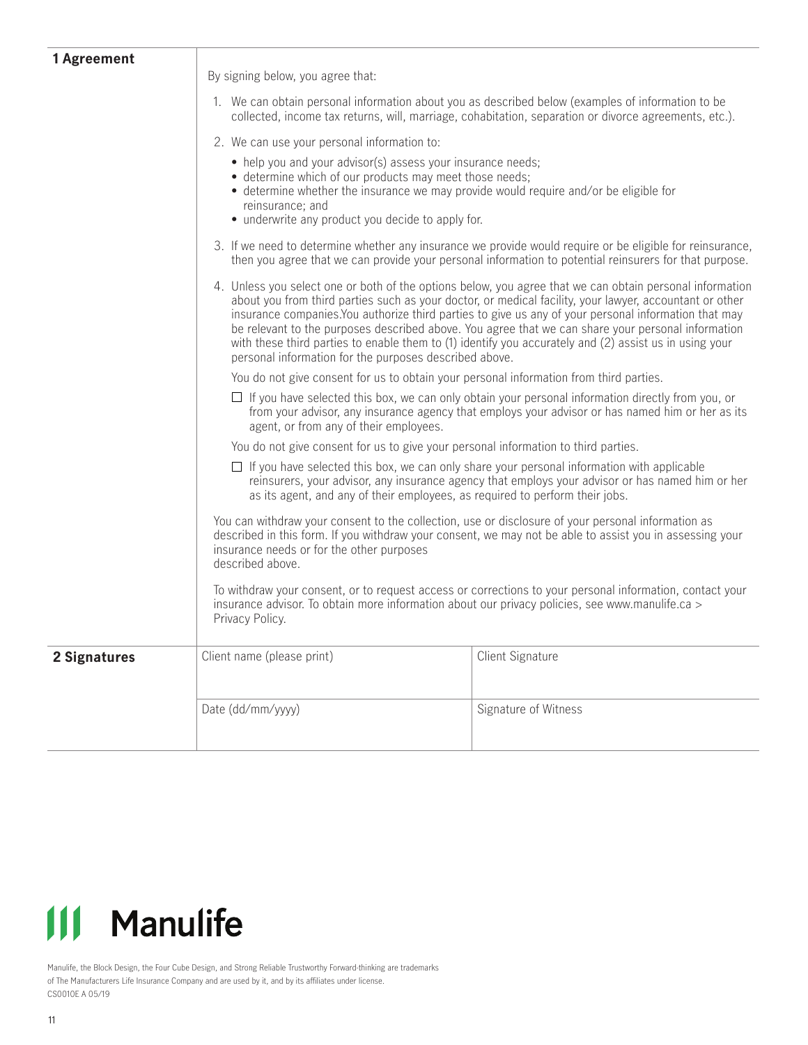## 1 Agreement

By signing below, you agree that:

1. We can obtain personal information about you as described below (examples of information to be collected, income tax returns, will, marriage, cohabitation, separation or divorce agreements, etc.).
2. We can use your personal information to:
   - help you and your advisor(s) assess your insurance needs;
   - determine which of our products may meet those needs;
   - determine whether the insurance we may provide would require and/or be eligible for reinsurance; and
   - underwrite any product you decide to apply for.
3. If we need to determine whether any insurance we provide would require or be eligible for reinsurance, then you agree that we can provide your personal information to potential reinsurers for that purpose.
4. Unless you select one or both of the options below, you agree that we can obtain personal information about you from third parties such as your doctor, or medical facility, your lawyer, accountant or other insurance companies.You authorize third parties to give us any of your personal information that may be relevant to the purposes described above. You agree that we can share your personal information with these third parties to enable them to (1) identify you accurately and (2) assist us in using your personal information for the purposes described above.

   You do not give consent for us to obtain your personal information from third parties.

   ☐ If you have selected this box, we can only obtain your personal information directly from you, or from your advisor, any insurance agency that employs your advisor or has named him or her as its agent, or from any of their employees.

   You do not give consent for us to give your personal information to third parties.

   ☐ If you have selected this box, we can only share your personal information with applicable reinsurers, your advisor, any insurance agency that employs your advisor or has named him or her as its agent, and any of their employees, as required to perform their jobs.

You can withdraw your consent to the collection, use or disclosure of your personal information as described in this form. If you withdraw your consent, we may not be able to assist you in assessing your insurance needs or for the other purposes described above.

To withdraw your consent, or to request access or corrections to your personal information, contact your insurance advisor. To obtain more information about our privacy policies, see www.manulife.ca > Privacy Policy.

## 2 Signatures

| | |
|---|---|
| Client name (please print) | Client Signature |
| Date (dd/mm/yyyy) | Signature of Witness |

Manulife

Manulife, the Block Design, the Four Cube Design, and Strong Reliable Trustworthy Forward-thinking are trademarks of The Manufacturers Life Insurance Company and are used by it, and by its affiliates under license.
CS0010E A 05/19